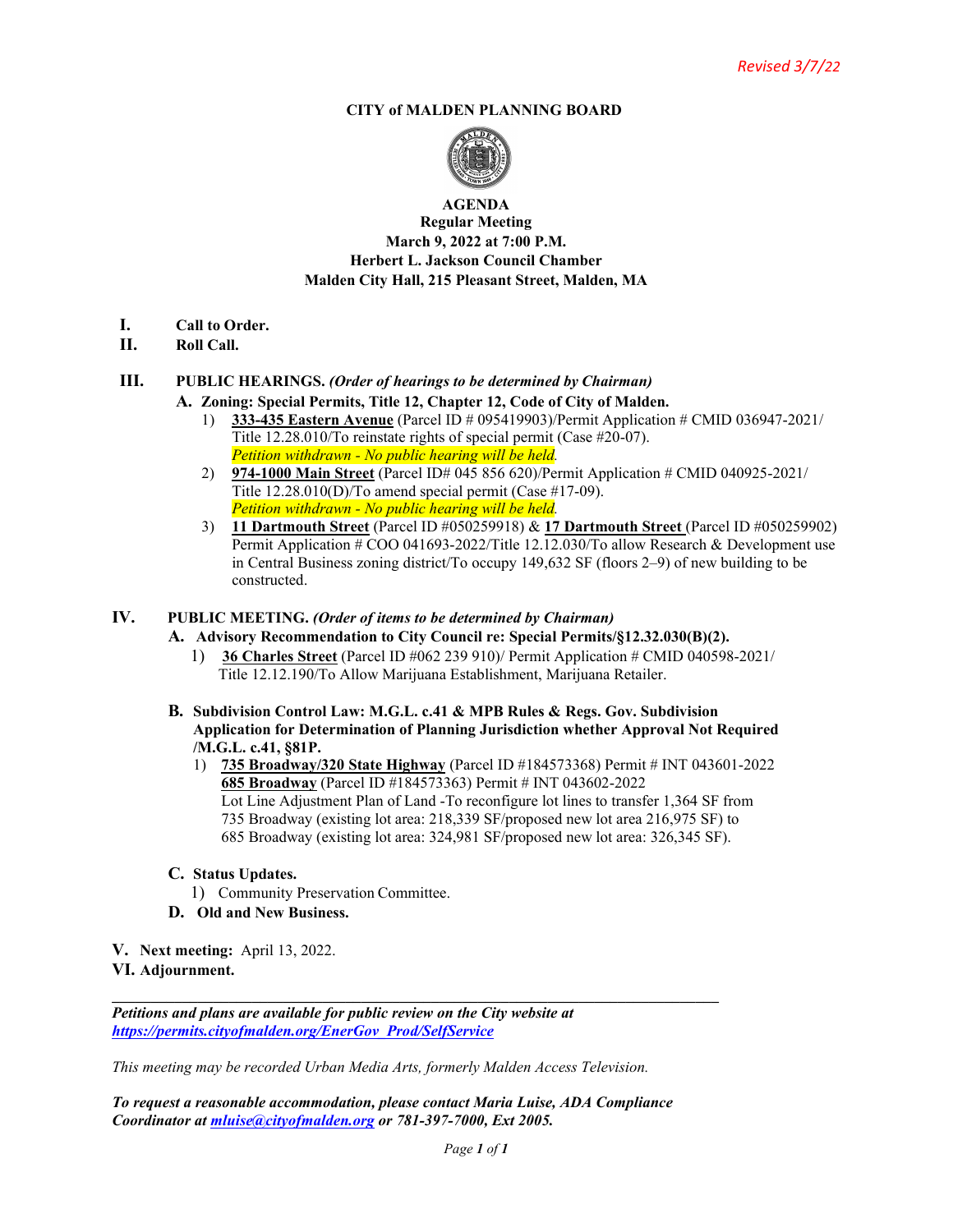*Revised 3/7/22*

**CITY of MALDEN PLANNING BOARD**

**AGENDA**
**Regular Meeting**
**March 9, 2022 at 7:00 P.M.**
**Herbert L. Jackson Council Chamber**
**Malden City Hall, 215 Pleasant Street, Malden, MA**

**I. Call to Order.**

**II. Roll Call.**

**III. PUBLIC HEARINGS.** ***(Order of hearings to be determined by Chairman)***

**A. Zoning: Special Permits, Title 12, Chapter 12, Code of City of Malden.**

1) **333-435 Eastern Avenue** (Parcel ID # 095419903)/Permit Application # CMID 036947-2021/ Title 12.28.010/To reinstate rights of special permit (Case #20-07).
*Petition withdrawn - No public hearing will be held.*

2) **974-1000 Main Street** (Parcel ID# 045 856 620)/Permit Application # CMID 040925-2021/ Title 12.28.010(D)/To amend special permit (Case #17-09).
*Petition withdrawn - No public hearing will be held.*

3) **11 Dartmouth Street** (Parcel ID #050259918) & **17 Dartmouth Street** (Parcel ID #050259902) Permit Application # COO 041693-2022/Title 12.12.030/To allow Research & Development use in Central Business zoning district/To occupy 149,632 SF (floors 2–9) of new building to be constructed.

**IV. PUBLIC MEETING.** ***(Order of items to be determined by Chairman)***

**A. Advisory Recommendation to City Council re: Special Permits/§12.32.030(B)(2).**

1) **36 Charles Street** (Parcel ID #062 239 910)/ Permit Application # CMID 040598-2021/ Title 12.12.190/To Allow Marijuana Establishment, Marijuana Retailer.

**B. Subdivision Control Law: M.G.L. c.41 & MPB Rules & Regs. Gov. Subdivision Application for Determination of Planning Jurisdiction whether Approval Not Required /M.G.L. c.41, §81P.**

1) **735 Broadway/320 State Highway** (Parcel ID #184573368) Permit # INT 043601-2022
**685 Broadway** (Parcel ID #184573363) Permit # INT 043602-2022
Lot Line Adjustment Plan of Land -To reconfigure lot lines to transfer 1,364 SF from 735 Broadway (existing lot area: 218,339 SF/proposed new lot area 216,975 SF) to 685 Broadway (existing lot area: 324,981 SF/proposed new lot area: 326,345 SF).

**C. Status Updates.**

1) Community Preservation Committee.

**D. Old and New Business.**

**V. Next meeting:** April 13, 2022.

**VI. Adjournment.**

---

***Petitions and plans are available for public review on the City website at https://permits.cityofmalden.org/EnerGov_Prod/SelfService***

*This meeting may be recorded Urban Media Arts, formerly Malden Access Television.*

***To request a reasonable accommodation, please contact Maria Luise, ADA Compliance Coordinator at mluise@cityofmalden.org or 781-397-7000, Ext 2005.***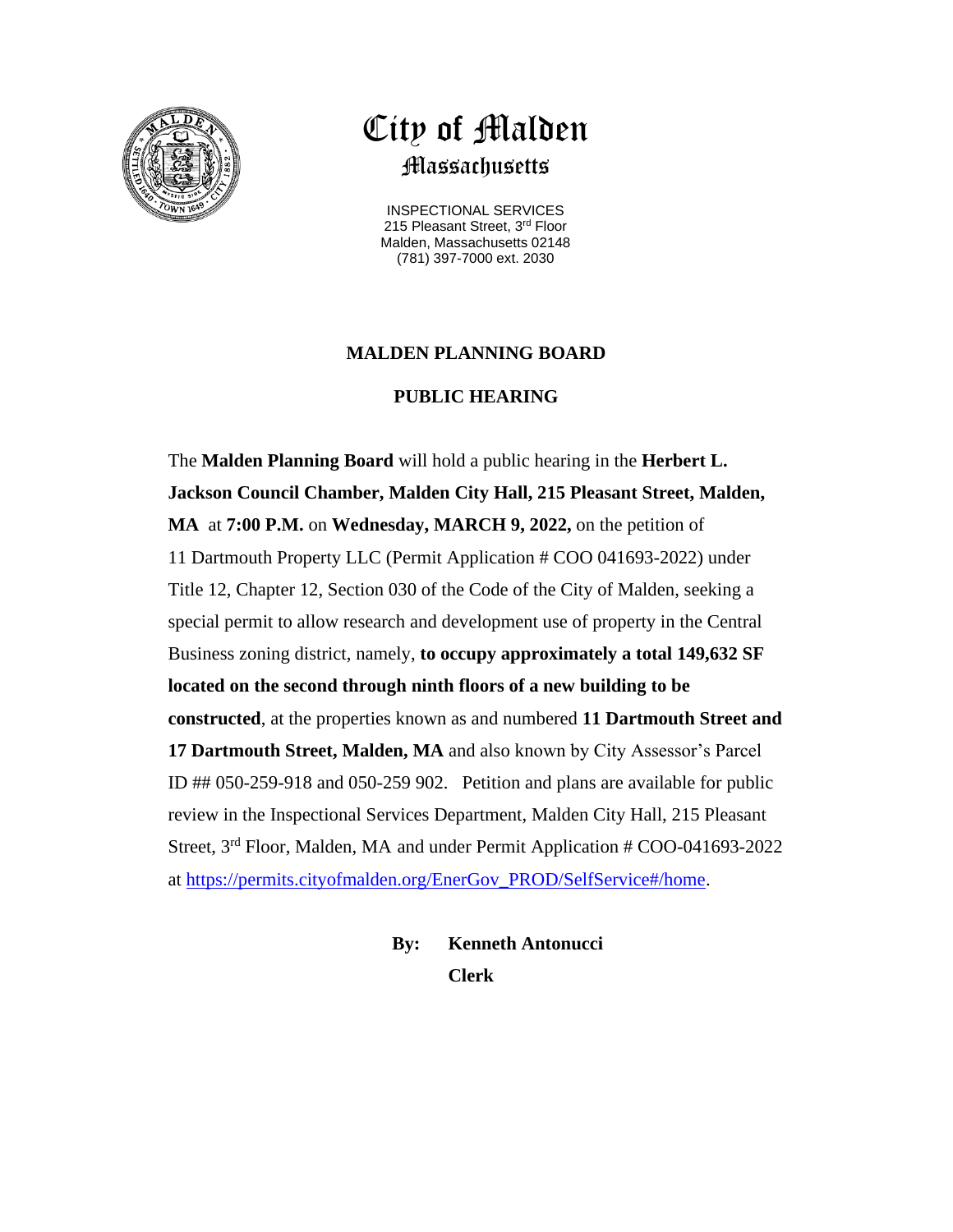# City of Malden

## Massachusetts

INSPECTIONAL SERVICES
215 Pleasant Street, 3rd Floor
Malden, Massachusetts 02148
(781) 397-7000 ext. 2030

**MALDEN PLANNING BOARD**

**PUBLIC HEARING**

The **Malden Planning Board** will hold a public hearing in the **Herbert L. Jackson Council Chamber, Malden City Hall, 215 Pleasant Street, Malden, MA** at **7:00 P.M.** on **Wednesday, MARCH 9, 2022,** on the petition of 11 Dartmouth Property LLC (Permit Application # COO 041693-2022) under Title 12, Chapter 12, Section 030 of the Code of the City of Malden, seeking a special permit to allow research and development use of property in the Central Business zoning district, namely, **to occupy approximately a total 149,632 SF located on the second through ninth floors of a new building to be constructed**, at the properties known as and numbered **11 Dartmouth Street and 17 Dartmouth Street, Malden, MA** and also known by City Assessor's Parcel ID ## 050-259-918 and 050-259 902. Petition and plans are available for public review in the Inspectional Services Department, Malden City Hall, 215 Pleasant Street, 3rd Floor, Malden, MA and under Permit Application # COO-041693-2022 at https://permits.cityofmalden.org/EnerGov_PROD/SelfService#/home.

**By: Kenneth Antonucci**
**Clerk**